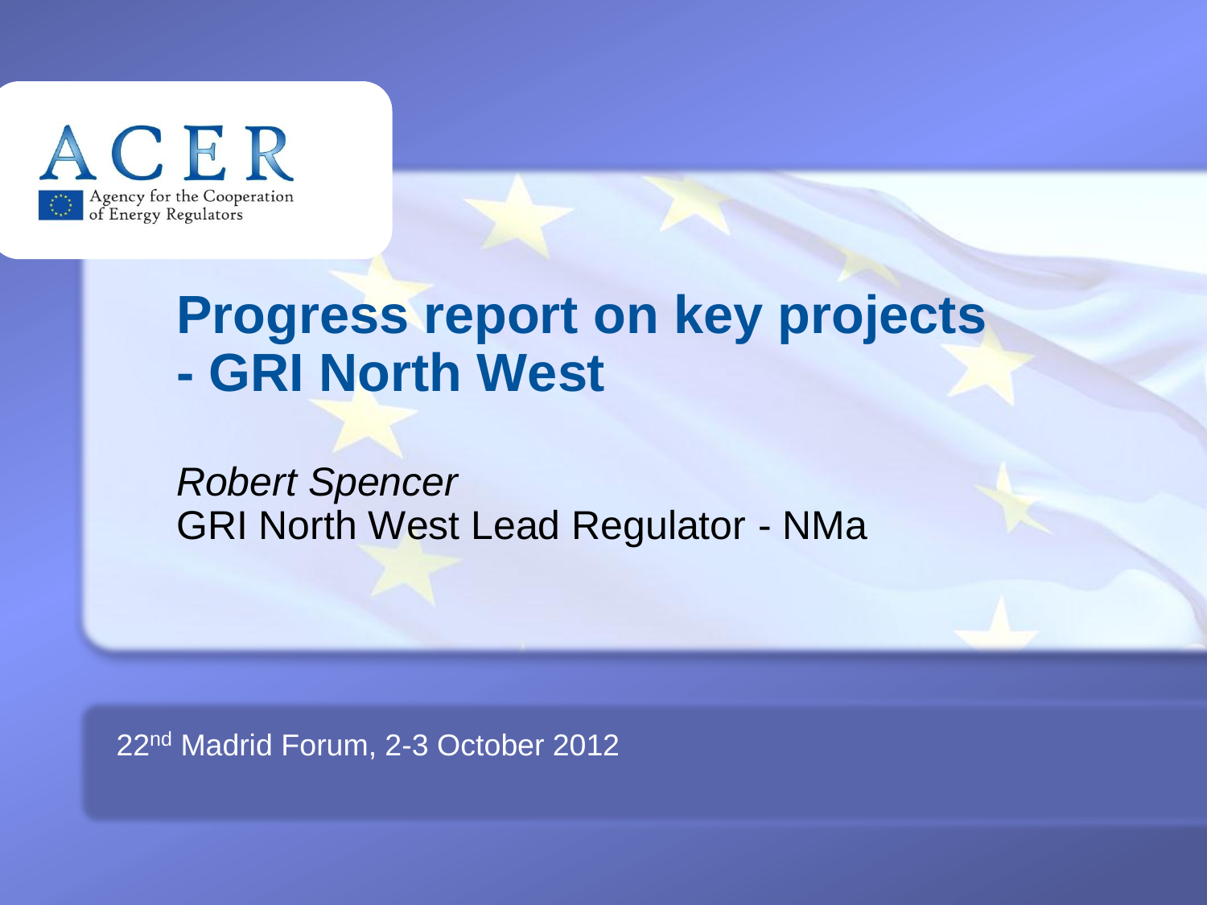ACER

Agency for the Cooperation of Energy Regulators

# Progress report on key projects - GRI North West

*Robert Spencer*

GRI North West Lead Regulator - NMa

22nd Madrid Forum, 2-3 October 2012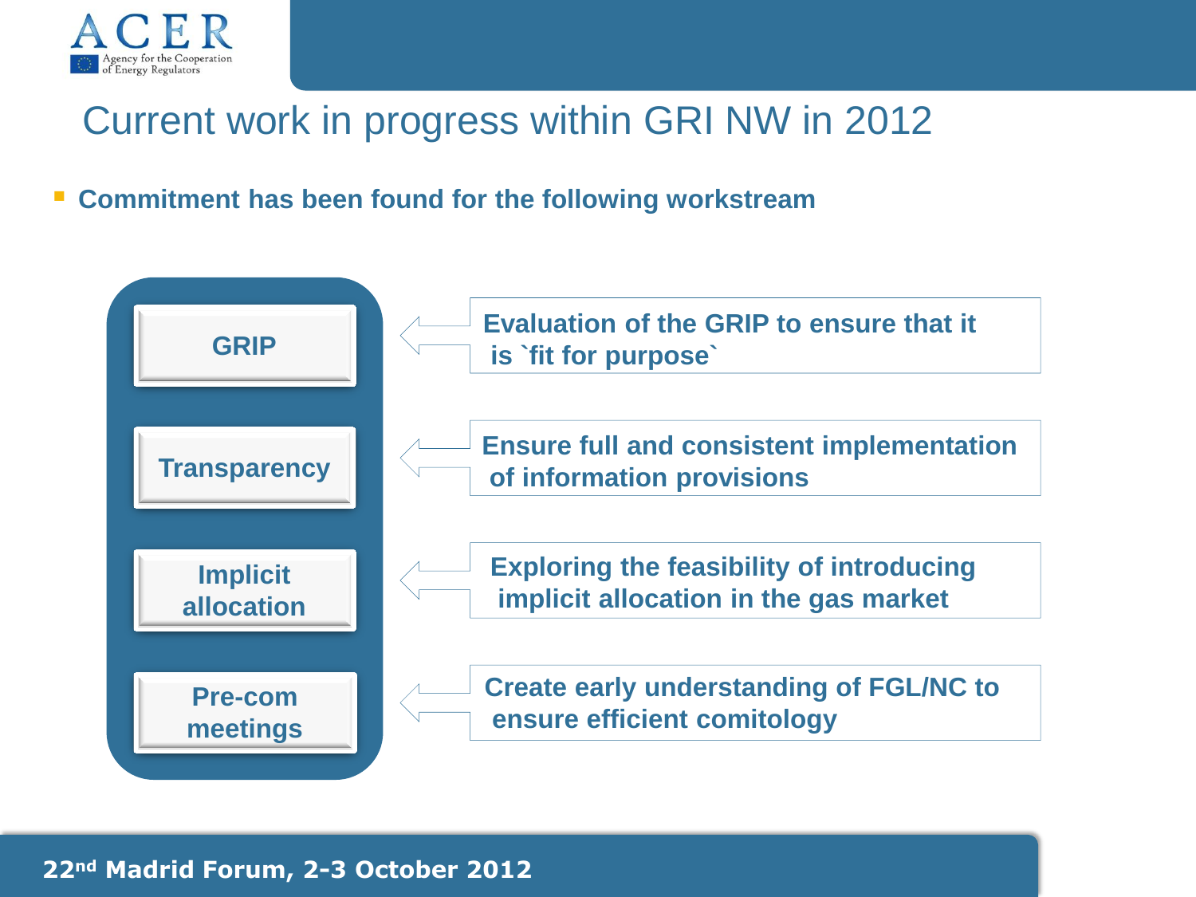# Current work in progress within GRI NW in 2012

- **Commitment has been found for the following workstream**

| Workstream | Description |
| --- | --- |
| GRIP | Evaluation of the GRIP to ensure that it is `fit for purpose` |
| Transparency | Ensure full and consistent implementation of information provisions |
| Implicit allocation | Exploring the feasibility of introducing implicit allocation in the gas market |
| Pre-com meetings | Create early understanding of FGL/NC to ensure efficient comitology |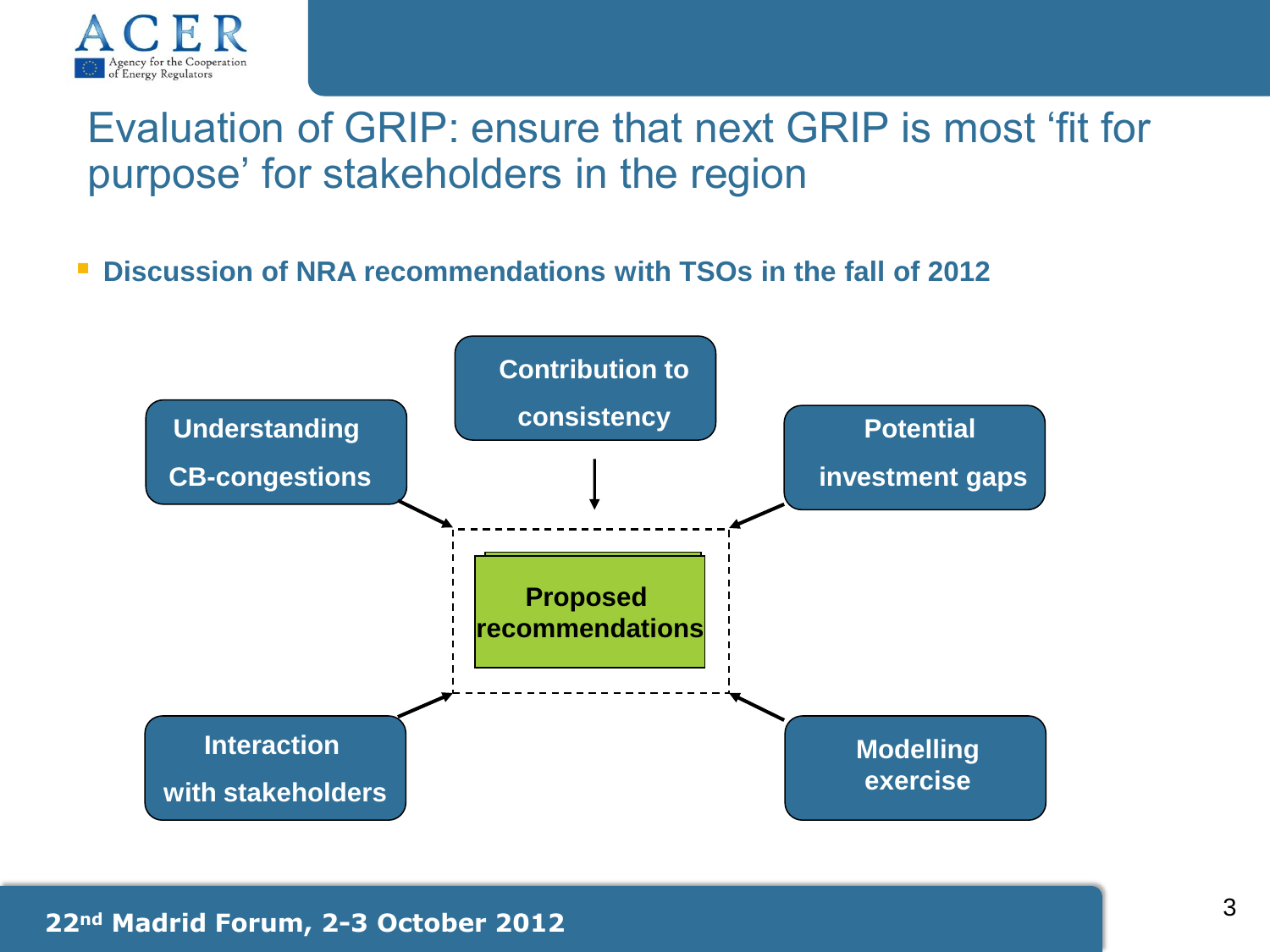# Evaluation of GRIP: ensure that next GRIP is most 'fit for purpose' for stakeholders in the region

- **Discussion of NRA recommendations with TSOs in the fall of 2012**

Understanding CB-congestions

Contribution to consistency

Potential investment gaps

Proposed recommendations

Interaction with stakeholders

Modelling exercise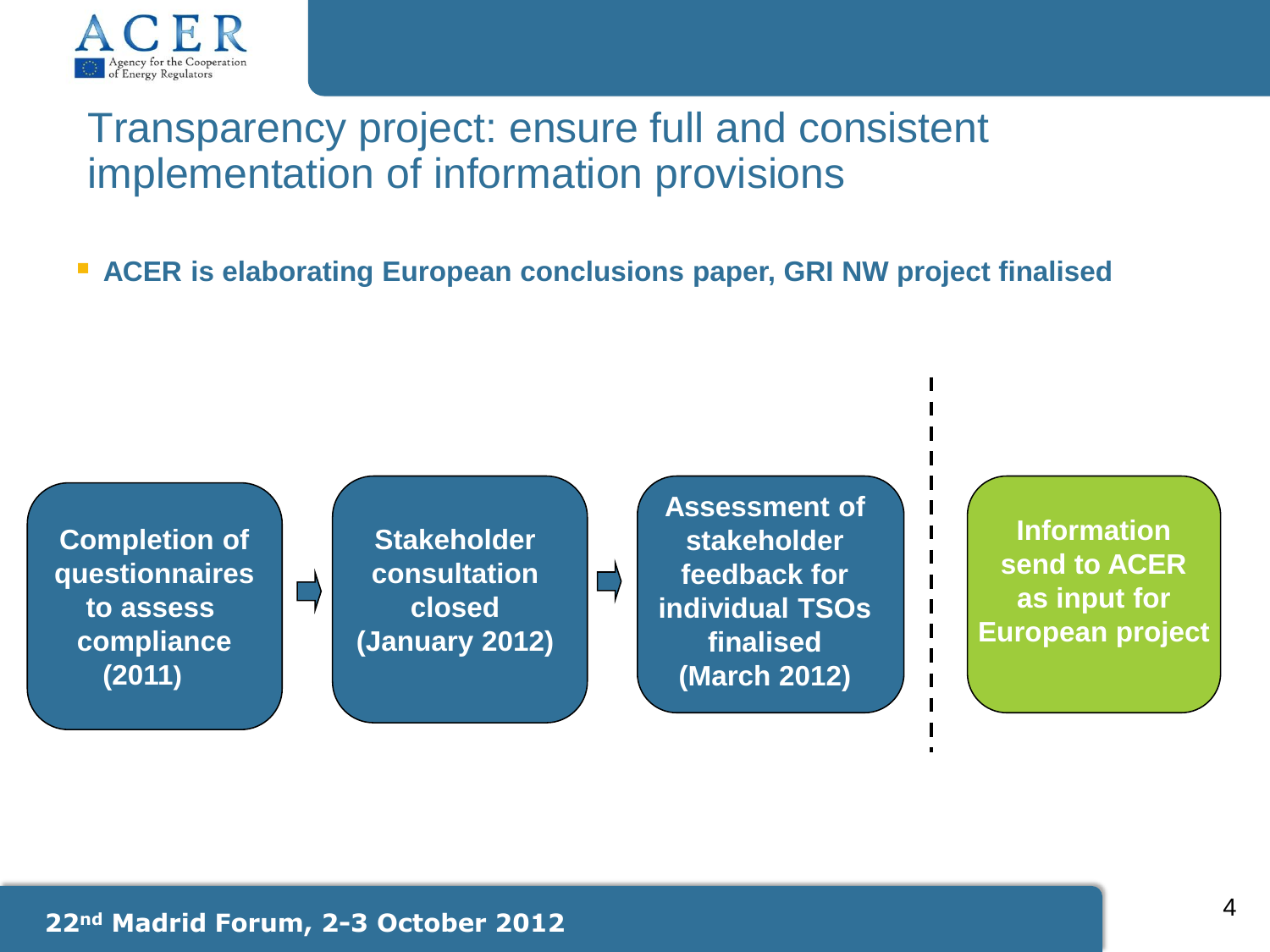# Transparency project: ensure full and consistent implementation of information provisions

- **ACER is elaborating European conclusions paper, GRI NW project finalised**

**Completion of questionnaires to assess compliance (2011)** → **Stakeholder consultation closed (January 2012)** → **Assessment of stakeholder feedback for individual TSOs finalised (March 2012)**

**Information send to ACER as input for European project**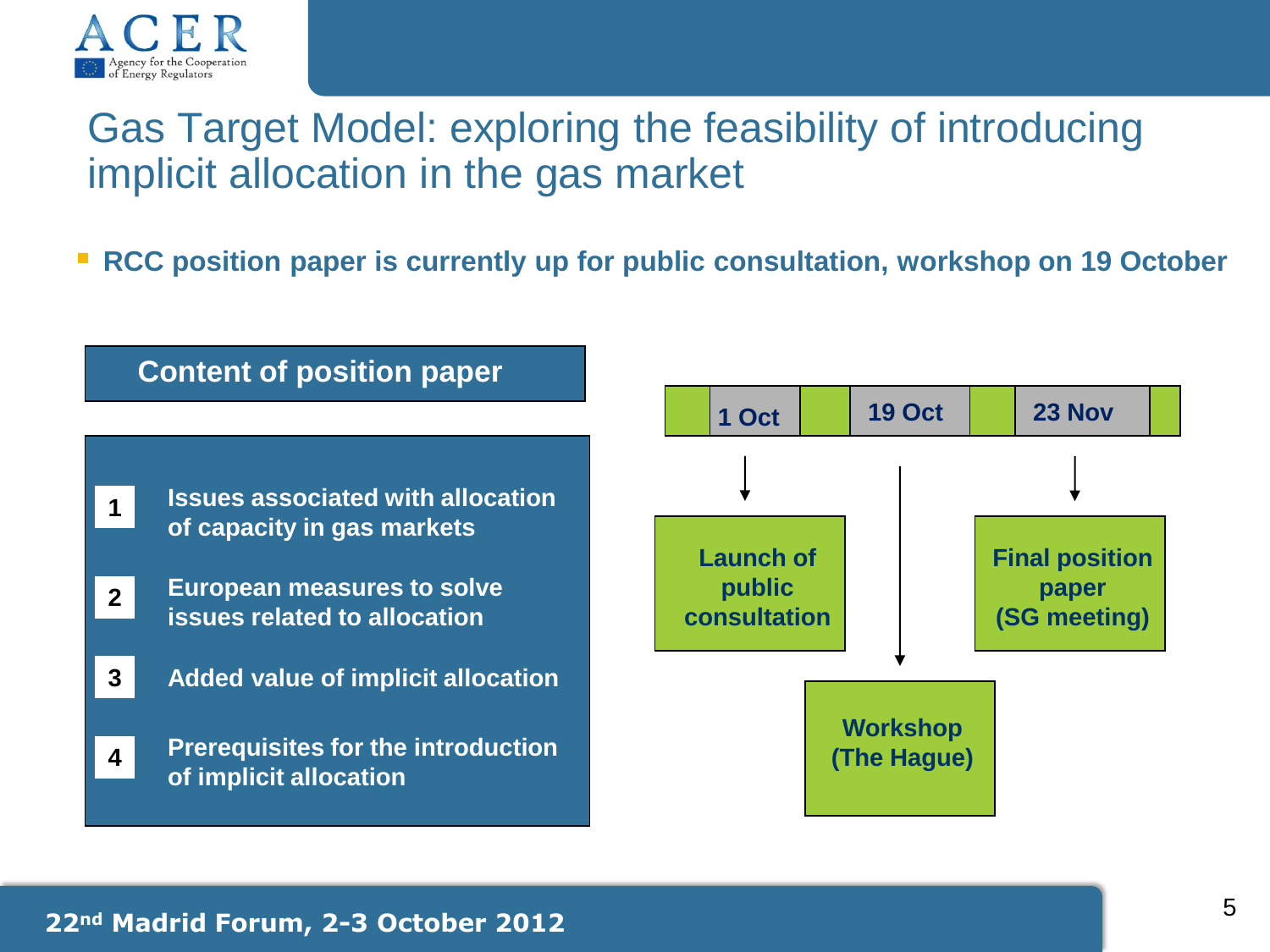# Gas Target Model: exploring the feasibility of introducing implicit allocation in the gas market

- **RCC position paper is currently up for public consultation, workshop on 19 October**

## Content of position paper

1. Issues associated with allocation of capacity in gas markets
2. European measures to solve issues related to allocation
3. Added value of implicit allocation
4. Prerequisites for the introduction of implicit allocation

| 1 Oct | 19 Oct | 23 Nov |
|---|---|---|
| Launch of public consultation | Workshop (The Hague) | Final position paper (SG meeting) |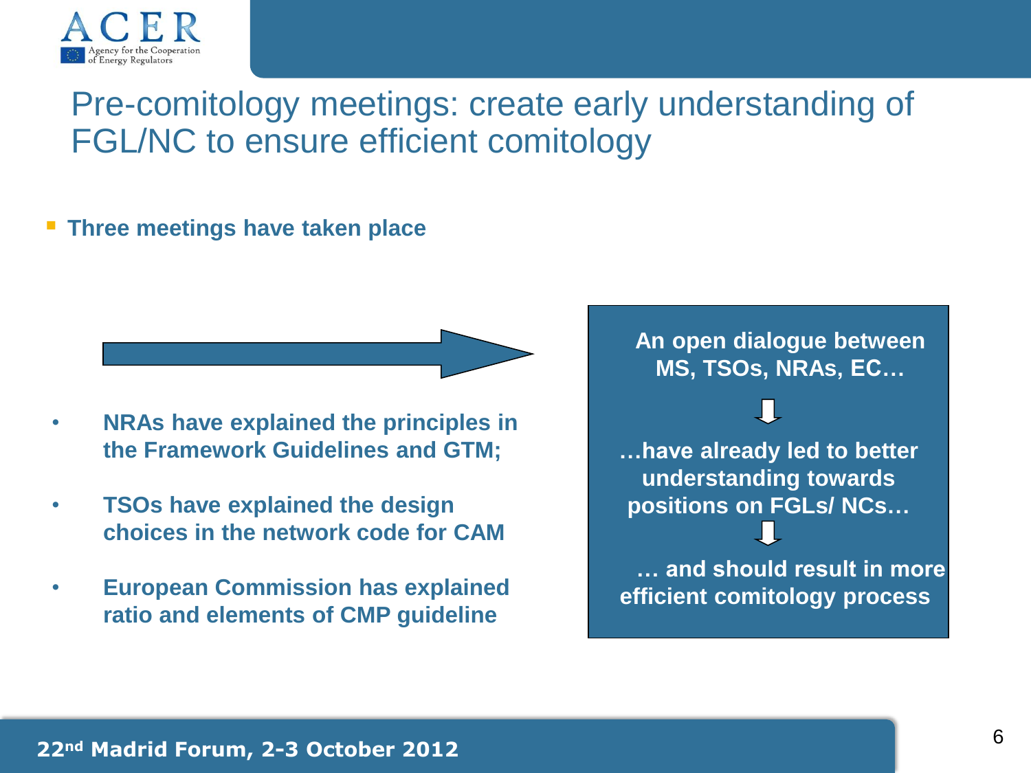# Pre-comitology meetings: create early understanding of FGL/NC to ensure efficient comitology

- **Three meetings have taken place**

- **NRAs have explained the principles in the Framework Guidelines and GTM;**
- **TSOs have explained the design choices in the network code for CAM**
- **European Commission has explained ratio and elements of CMP guideline**

**An open dialogue between MS, TSOs, NRAs, EC…**

**…have already led to better understanding towards positions on FGLs/ NCs…**

**… and should result in more efficient comitology process**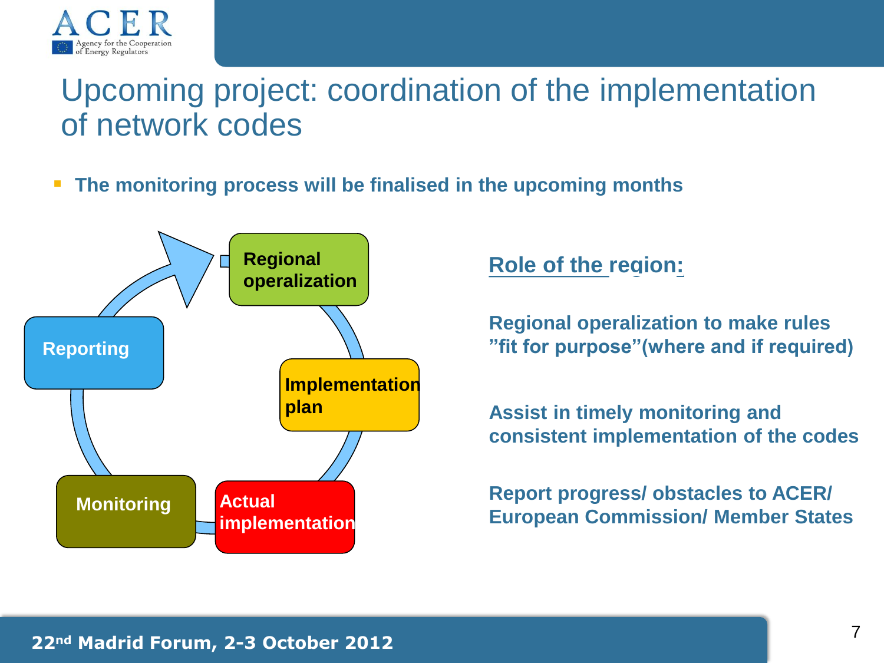# Upcoming project: coordination of the implementation of network codes

- **The monitoring process will be finalised in the upcoming months**

Regional operalization → Implementation plan → Actual implementation → Monitoring → Reporting → Regional operalization

## Role of the region:

**Regional operalization to make rules "fit for purpose"(where and if required)**

**Assist in timely monitoring and consistent implementation of the codes**

**Report progress/ obstacles to ACER/ European Commission/ Member States**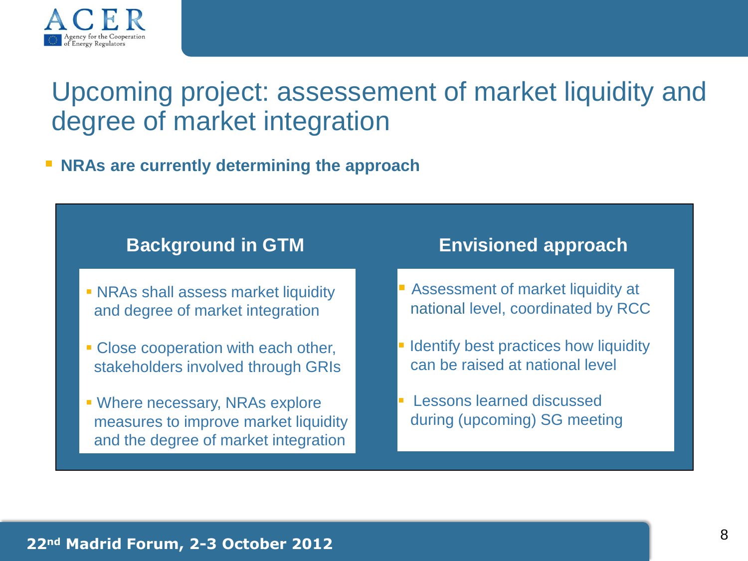# Upcoming project: assessement of market liquidity and degree of market integration

- **NRAs are currently determining the approach**

## Background in GTM

- NRAs shall assess market liquidity and degree of market integration
- Close cooperation with each other, stakeholders involved through GRIs
- Where necessary, NRAs explore measures to improve market liquidity and the degree of market integration

## Envisioned approach

- Assessment of market liquidity at national level, coordinated by RCC
- Identify best practices how liquidity can be raised at national level
- Lessons learned discussed during (upcoming) SG meeting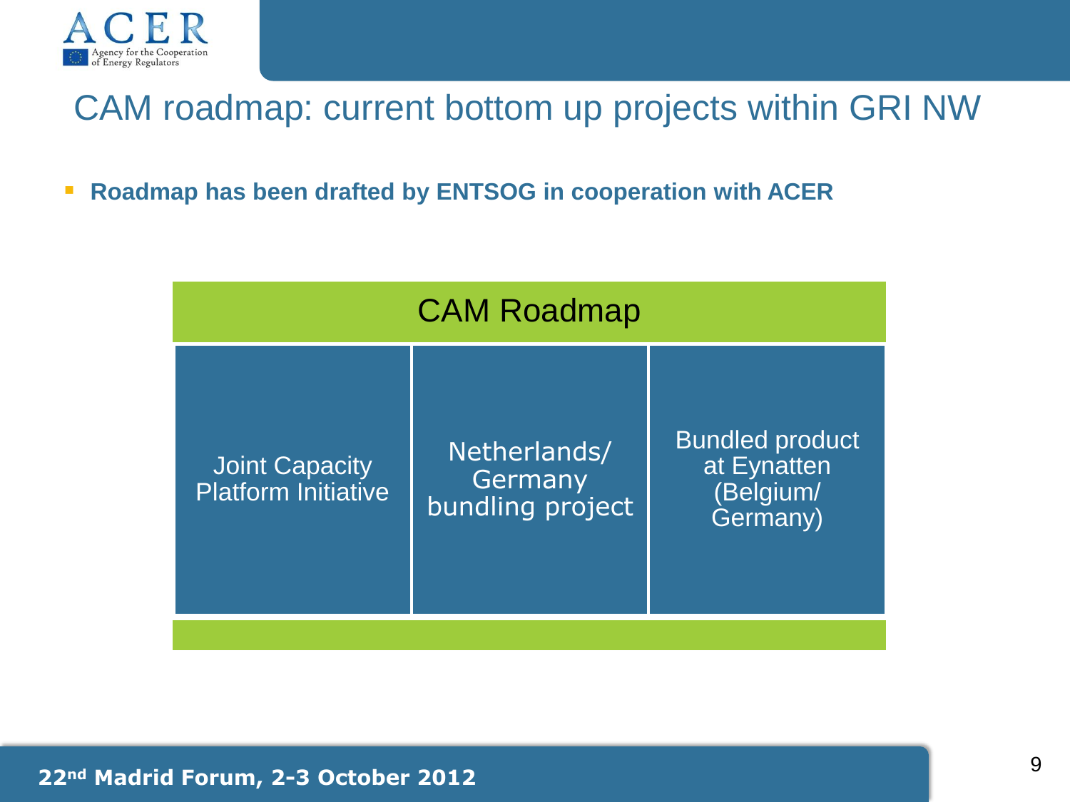# CAM roadmap: current bottom up projects within GRI NW

- **Roadmap has been drafted by ENTSOG in cooperation with ACER**

| CAM Roadmap | | |
|---|---|---|
| Joint Capacity Platform Initiative | Netherlands/ Germany bundling project | Bundled product at Eynatten (Belgium/ Germany) |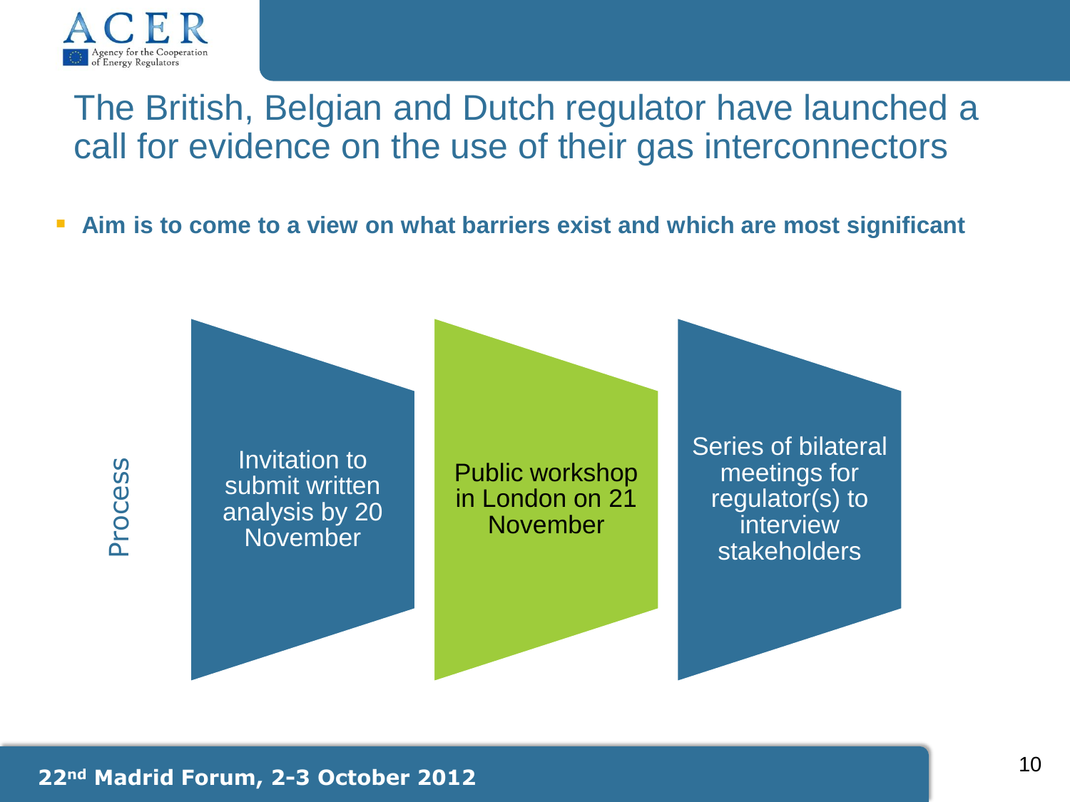# The British, Belgian and Dutch regulator have launched a call for evidence on the use of their gas interconnectors

- **Aim is to come to a view on what barriers exist and which are most significant**

Process

1. Invitation to submit written analysis by 20 November
2. Public workshop in London on 21 November
3. Series of bilateral meetings for regulator(s) to interview stakeholders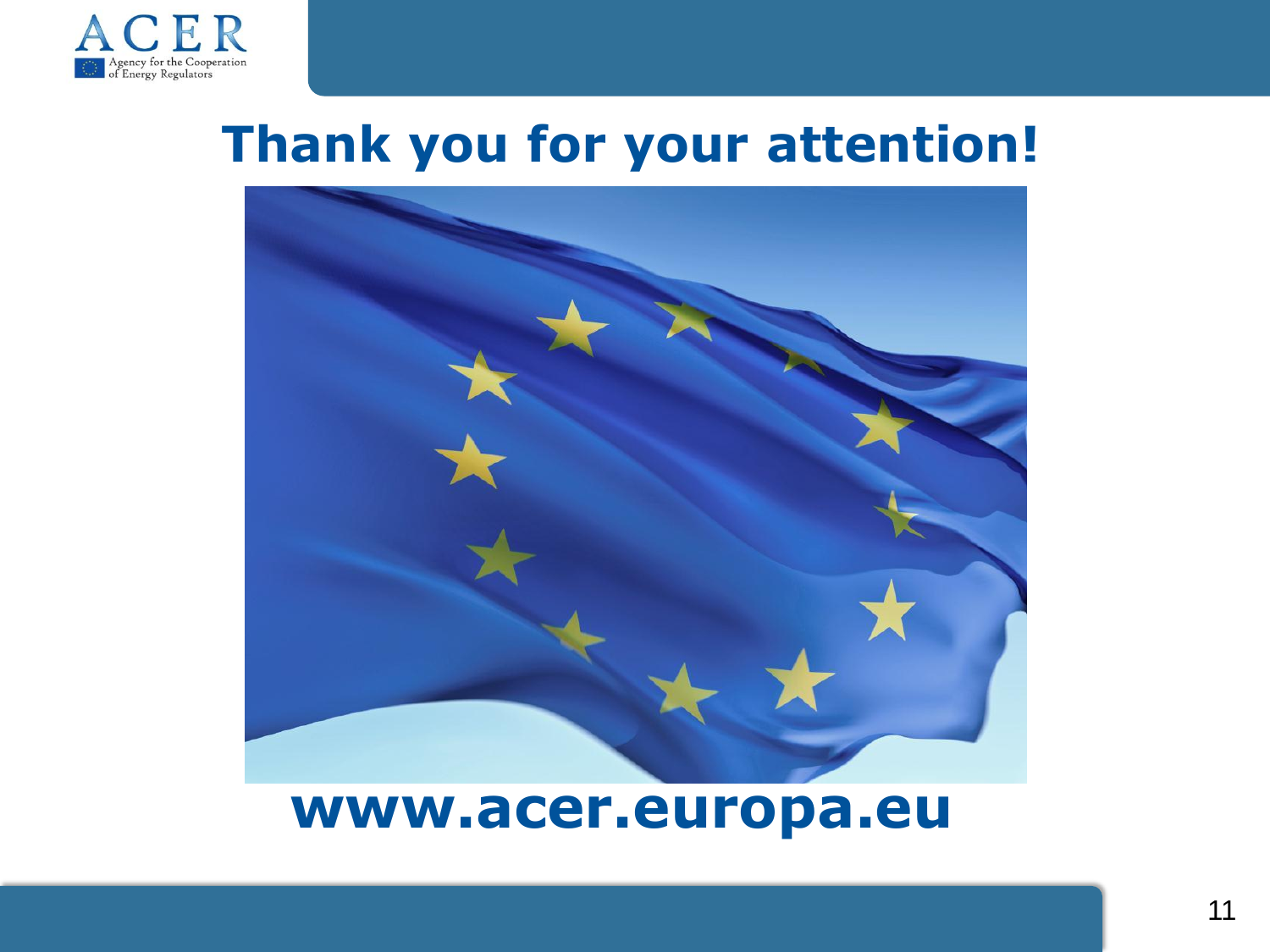# Thank you for your attention!

**www.acer.europa.eu**